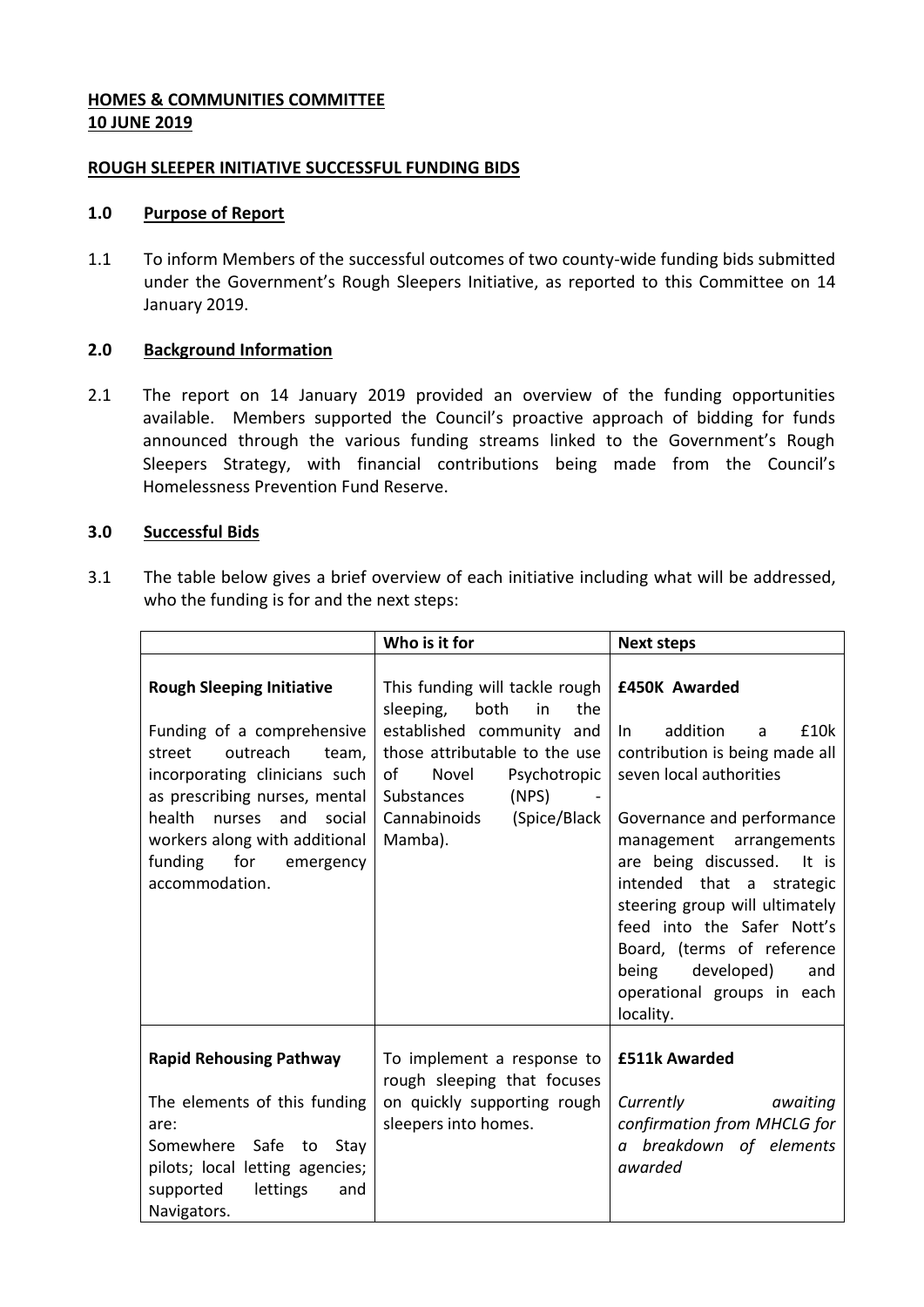**HOMES & COMMUNITIES COMMITTEE**
**10 JUNE 2019**

**ROUGH SLEEPER INITIATIVE SUCCESSFUL FUNDING BIDS**

## 1.0 Purpose of Report

1.1 To inform Members of the successful outcomes of two county-wide funding bids submitted under the Government's Rough Sleepers Initiative, as reported to this Committee on 14 January 2019.

## 2.0 Background Information

2.1 The report on 14 January 2019 provided an overview of the funding opportunities available. Members supported the Council's proactive approach of bidding for funds announced through the various funding streams linked to the Government's Rough Sleepers Strategy, with financial contributions being made from the Council's Homelessness Prevention Fund Reserve.

## 3.0 Successful Bids

3.1 The table below gives a brief overview of each initiative including what will be addressed, who the funding is for and the next steps:

| | Who is it for | Next steps |
|---|---|---|
| **Rough Sleeping Initiative**<br><br>Funding of a comprehensive street outreach team, incorporating clinicians such as prescribing nurses, mental health nurses and social workers along with additional funding for emergency accommodation. | This funding will tackle rough sleeping, both in the established community and those attributable to the use of Novel Psychotropic Substances (NPS) - Cannabinoids (Spice/Black Mamba). | **£450K Awarded**<br><br>In addition a £10k contribution is being made all seven local authorities<br><br>Governance and performance management arrangements are being discussed. It is intended that a strategic steering group will ultimately feed into the Safer Nott's Board, (terms of reference being developed) and operational groups in each locality. |
| **Rapid Rehousing Pathway**<br><br>The elements of this funding are:<br>Somewhere Safe to Stay pilots; local letting agencies; supported lettings and Navigators. | To implement a response to rough sleeping that focuses on quickly supporting rough sleepers into homes. | **£511k Awarded**<br><br>*Currently awaiting confirmation from MHCLG for a breakdown of elements awarded* |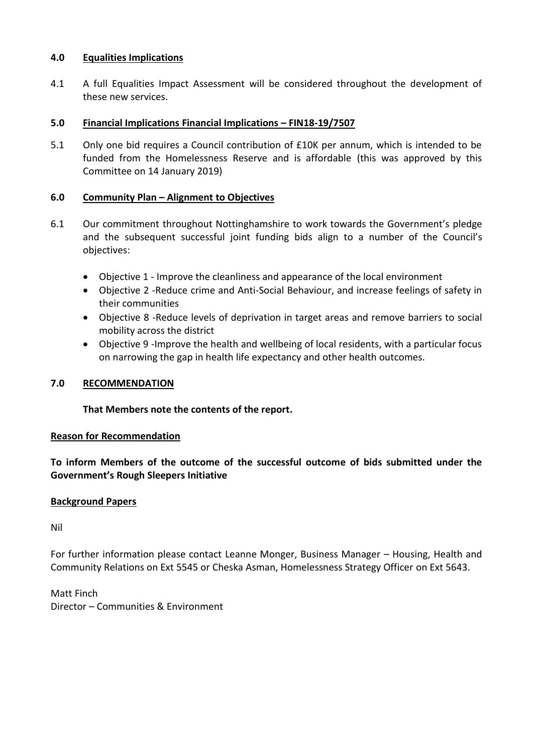## 4.0 Equalities Implications

4.1 A full Equalities Impact Assessment will be considered throughout the development of these new services.

## 5.0 Financial Implications Financial Implications – FIN18-19/7507

5.1 Only one bid requires a Council contribution of £10K per annum, which is intended to be funded from the Homelessness Reserve and is affordable (this was approved by this Committee on 14 January 2019)

## 6.0 Community Plan – Alignment to Objectives

6.1 Our commitment throughout Nottinghamshire to work towards the Government's pledge and the subsequent successful joint funding bids align to a number of the Council's objectives:

- Objective 1 - Improve the cleanliness and appearance of the local environment
- Objective 2 -Reduce crime and Anti-Social Behaviour, and increase feelings of safety in their communities
- Objective 8 -Reduce levels of deprivation in target areas and remove barriers to social mobility across the district
- Objective 9 -Improve the health and wellbeing of local residents, with a particular focus on narrowing the gap in health life expectancy and other health outcomes.

## 7.0 RECOMMENDATION

**That Members note the contents of the report.**

**Reason for Recommendation**

**To inform Members of the outcome of the successful outcome of bids submitted under the Government's Rough Sleepers Initiative**

**Background Papers**

Nil

For further information please contact Leanne Monger, Business Manager – Housing, Health and Community Relations on Ext 5545 or Cheska Asman, Homelessness Strategy Officer on Ext 5643.

Matt Finch
Director – Communities & Environment